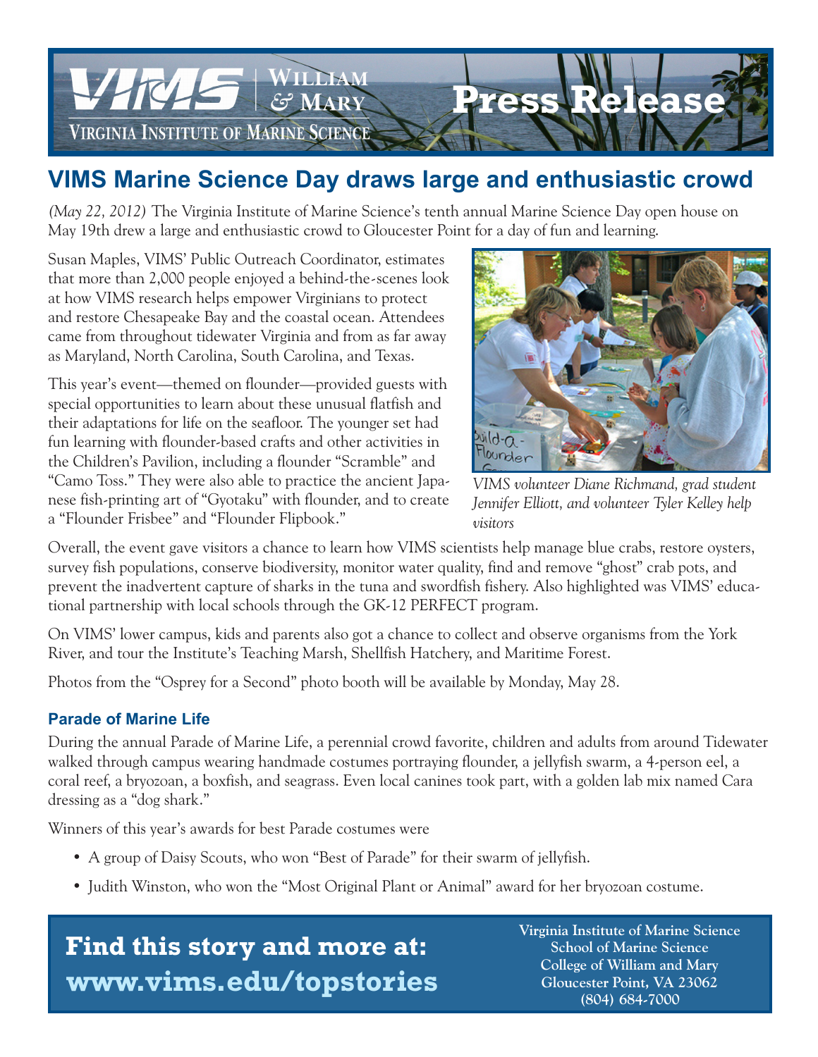VIMS | William & Mary

Virginia Institute of Marine Science

Press Release

# VIMS Marine Science Day draws large and enthusiastic crowd

*(May 22, 2012)* The Virginia Institute of Marine Science's tenth annual Marine Science Day open house on May 19th drew a large and enthusiastic crowd to Gloucester Point for a day of fun and learning.

Susan Maples, VIMS' Public Outreach Coordinator, estimates that more than 2,000 people enjoyed a behind-the-scenes look at how VIMS research helps empower Virginians to protect and restore Chesapeake Bay and the coastal ocean. Attendees came from throughout tidewater Virginia and from as far away as Maryland, North Carolina, South Carolina, and Texas.

This year's event—themed on flounder—provided guests with special opportunities to learn about these unusual flatfish and their adaptations for life on the seafloor. The younger set had fun learning with flounder-based crafts and other activities in the Children's Pavilion, including a flounder "Scramble" and "Camo Toss." They were also able to practice the ancient Japanese fish-printing art of "Gyotaku" with flounder, and to create a "Flounder Frisbee" and "Flounder Flipbook."

*VIMS volunteer Diane Richmond, grad student Jennifer Elliott, and volunteer Tyler Kelley help visitors*

Overall, the event gave visitors a chance to learn how VIMS scientists help manage blue crabs, restore oysters, survey fish populations, conserve biodiversity, monitor water quality, find and remove "ghost" crab pots, and prevent the inadvertent capture of sharks in the tuna and swordfish fishery. Also highlighted was VIMS' educational partnership with local schools through the GK-12 PERFECT program.

On VIMS' lower campus, kids and parents also got a chance to collect and observe organisms from the York River, and tour the Institute's Teaching Marsh, Shellfish Hatchery, and Maritime Forest.

Photos from the "Osprey for a Second" photo booth will be available by Monday, May 28.

### Parade of Marine Life

During the annual Parade of Marine Life, a perennial crowd favorite, children and adults from around Tidewater walked through campus wearing handmade costumes portraying flounder, a jellyfish swarm, a 4-person eel, a coral reef, a bryozoan, a boxfish, and seagrass. Even local canines took part, with a golden lab mix named Cara dressing as a "dog shark."

Winners of this year's awards for best Parade costumes were

- A group of Daisy Scouts, who won "Best of Parade" for their swarm of jellyfish.
- Judith Winston, who won the "Most Original Plant or Animal" award for her bryozoan costume.

**Find this story and more at: www.vims.edu/topstories**

**Virginia Institute of Marine Science**
**School of Marine Science**
**College of William and Mary**
**Gloucester Point, VA 23062**
**(804) 684-7000**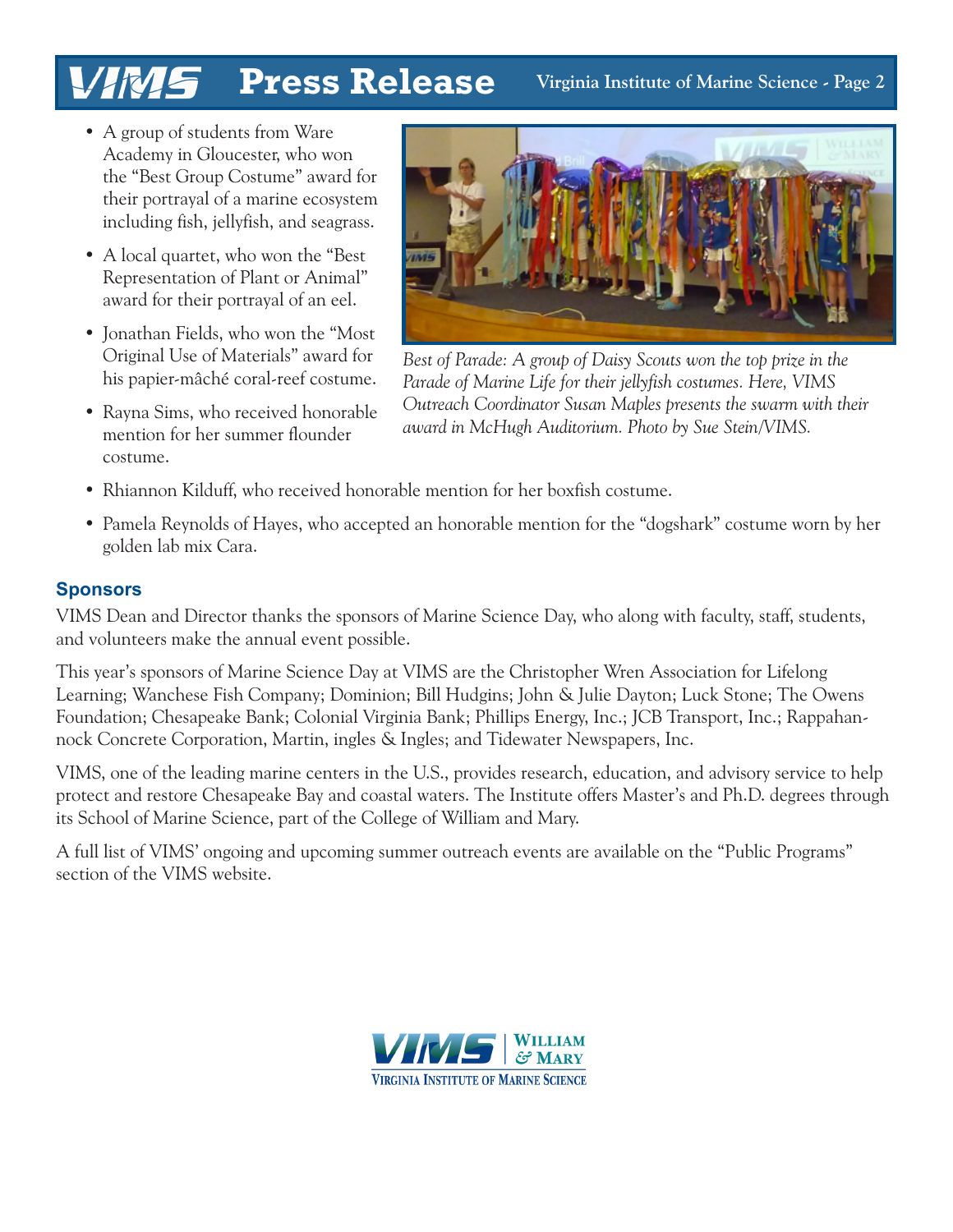- A group of students from Ware Academy in Gloucester, who won the "Best Group Costume" award for their portrayal of a marine ecosystem including fish, jellyfish, and seagrass.
- A local quartet, who won the "Best Representation of Plant or Animal" award for their portrayal of an eel.
- Jonathan Fields, who won the "Most Original Use of Materials" award for his papier-mâché coral-reef costume.
- Rayna Sims, who received honorable mention for her summer flounder costume.
- Rhiannon Kilduff, who received honorable mention for her boxfish costume.
- Pamela Reynolds of Hayes, who accepted an honorable mention for the "dogshark" costume worn by her golden lab mix Cara.

*Best of Parade: A group of Daisy Scouts won the top prize in the Parade of Marine Life for their jellyfish costumes. Here, VIMS Outreach Coordinator Susan Maples presents the swarm with their award in McHugh Auditorium. Photo by Sue Stein/VIMS.*

## Sponsors

VIMS Dean and Director thanks the sponsors of Marine Science Day, who along with faculty, staff, students, and volunteers make the annual event possible.

This year's sponsors of Marine Science Day at VIMS are the Christopher Wren Association for Lifelong Learning; Wanchese Fish Company; Dominion; Bill Hudgins; John & Julie Dayton; Luck Stone; The Owens Foundation; Chesapeake Bank; Colonial Virginia Bank; Phillips Energy, Inc.; JCB Transport, Inc.; Rappahannock Concrete Corporation, Martin, ingles & Ingles; and Tidewater Newspapers, Inc.

VIMS, one of the leading marine centers in the U.S., provides research, education, and advisory service to help protect and restore Chesapeake Bay and coastal waters. The Institute offers Master's and Ph.D. degrees through its School of Marine Science, part of the College of William and Mary.

A full list of VIMS' ongoing and upcoming summer outreach events are available on the "Public Programs" section of the VIMS website.

VIMS | William & Mary
Virginia Institute of Marine Science